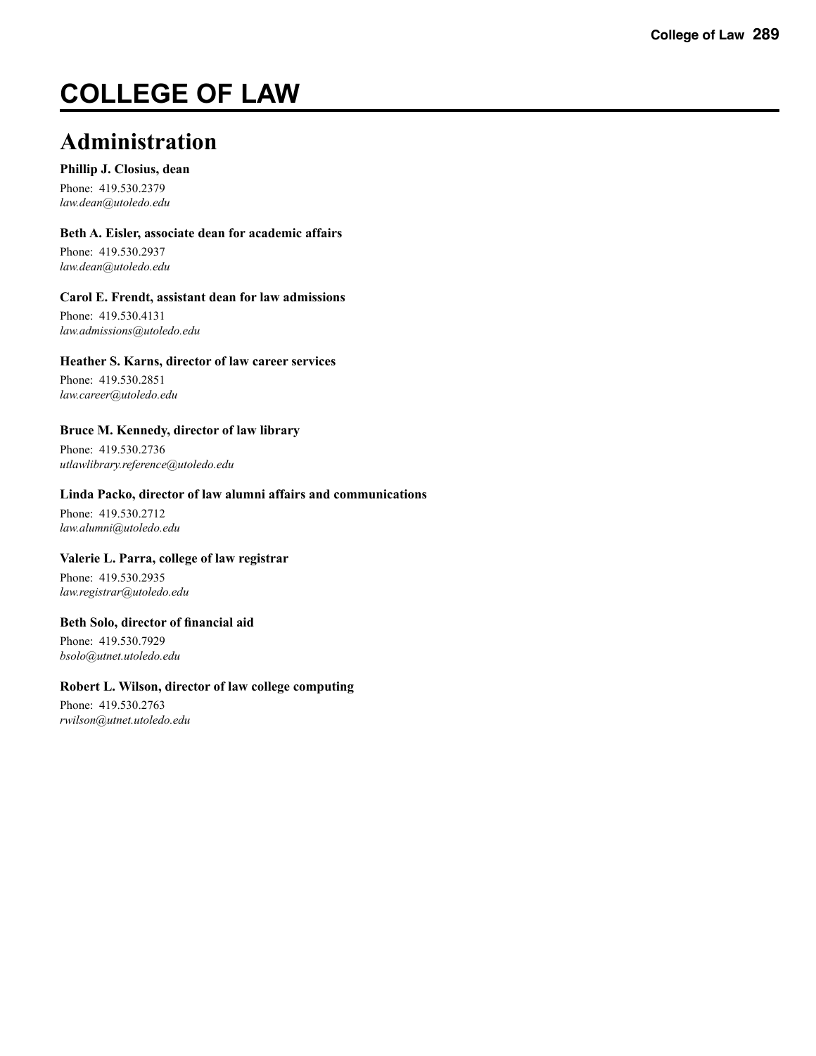# COLLEGE OF LAW

## Administration

**Phillip J. Closius, dean**

Phone: 419.530.2379
*law.dean@utoledo.edu*

**Beth A. Eisler, associate dean for academic affairs**

Phone: 419.530.2937
*law.dean@utoledo.edu*

**Carol E. Frendt, assistant dean for law admissions**

Phone: 419.530.4131
*law.admissions@utoledo.edu*

**Heather S. Karns, director of law career services**

Phone: 419.530.2851
*law.career@utoledo.edu*

**Bruce M. Kennedy, director of law library**

Phone: 419.530.2736
*utlawlibrary.reference@utoledo.edu*

**Linda Packo, director of law alumni affairs and communications**

Phone: 419.530.2712
*law.alumni@utoledo.edu*

**Valerie L. Parra, college of law registrar**

Phone: 419.530.2935
*law.registrar@utoledo.edu*

**Beth Solo, director of financial aid**

Phone: 419.530.7929
*bsolo@utnet.utoledo.edu*

**Robert L. Wilson, director of law college computing**

Phone: 419.530.2763
*rwilson@utnet.utoledo.edu*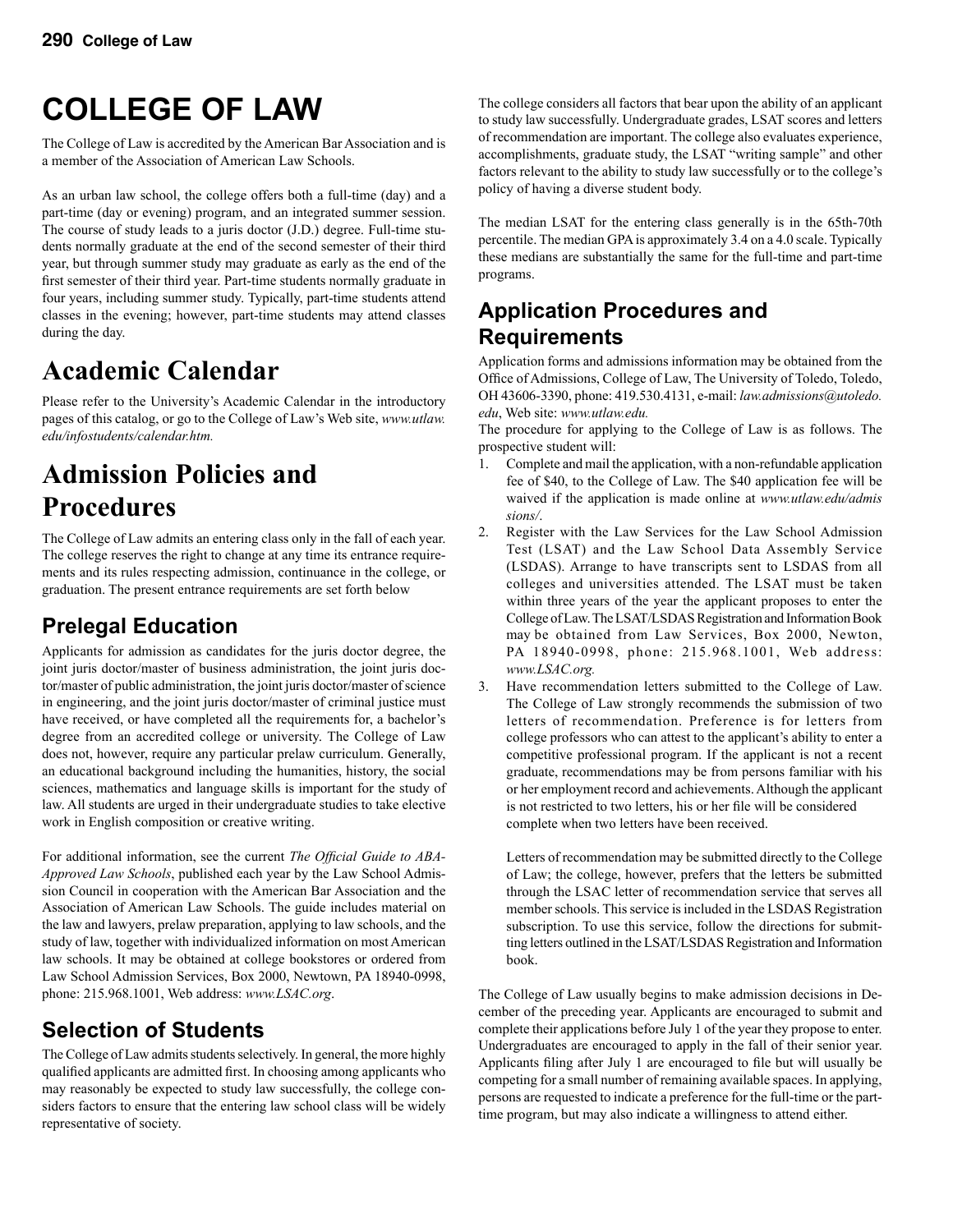# COLLEGE OF LAW

The College of Law is accredited by the American Bar Association and is a member of the Association of American Law Schools.

As an urban law school, the college offers both a full-time (day) and a part-time (day or evening) program, and an integrated summer session. The course of study leads to a juris doctor (J.D.) degree. Full-time students normally graduate at the end of the second semester of their third year, but through summer study may graduate as early as the end of the first semester of their third year. Part-time students normally graduate in four years, including summer study. Typically, part-time students attend classes in the evening; however, part-time students may attend classes during the day.

## Academic Calendar

Please refer to the University's Academic Calendar in the introductory pages of this catalog, or go to the College of Law's Web site, *www.utlaw.edu/infostudents/calendar.htm.*

## Admission Policies and Procedures

The College of Law admits an entering class only in the fall of each year. The college reserves the right to change at any time its entrance requirements and its rules respecting admission, continuance in the college, or graduation. The present entrance requirements are set forth below

### Prelegal Education

Applicants for admission as candidates for the juris doctor degree, the joint juris doctor/master of business administration, the joint juris doctor/master of public administration, the joint juris doctor/master of science in engineering, and the joint juris doctor/master of criminal justice must have received, or have completed all the requirements for, a bachelor's degree from an accredited college or university. The College of Law does not, however, require any particular prelaw curriculum. Generally, an educational background including the humanities, history, the social sciences, mathematics and language skills is important for the study of law. All students are urged in their undergraduate studies to take elective work in English composition or creative writing.

For additional information, see the current *The Official Guide to ABA-Approved Law Schools*, published each year by the Law School Admission Council in cooperation with the American Bar Association and the Association of American Law Schools. The guide includes material on the law and lawyers, prelaw preparation, applying to law schools, and the study of law, together with individualized information on most American law schools. It may be obtained at college bookstores or ordered from Law School Admission Services, Box 2000, Newtown, PA 18940-0998, phone: 215.968.1001, Web address: *www.LSAC.org*.

### Selection of Students

The College of Law admits students selectively. In general, the more highly qualified applicants are admitted first. In choosing among applicants who may reasonably be expected to study law successfully, the college considers factors to ensure that the entering law school class will be widely representative of society.

The college considers all factors that bear upon the ability of an applicant to study law successfully. Undergraduate grades, LSAT scores and letters of recommendation are important. The college also evaluates experience, accomplishments, graduate study, the LSAT "writing sample" and other factors relevant to the ability to study law successfully or to the college's policy of having a diverse student body.

The median LSAT for the entering class generally is in the 65th-70th percentile. The median GPA is approximately 3.4 on a 4.0 scale. Typically these medians are substantially the same for the full-time and part-time programs.

### Application Procedures and Requirements

Application forms and admissions information may be obtained from the Office of Admissions, College of Law, The University of Toledo, Toledo, OH 43606-3390, phone: 419.530.4131, e-mail: *law.admissions@utoledo.edu*, Web site: *www.utlaw.edu.*

The procedure for applying to the College of Law is as follows. The prospective student will:

1. Complete and mail the application, with a non-refundable application fee of $40, to the College of Law. The $40 application fee will be waived if the application is made online at *www.utlaw.edu/admissions/*.
2. Register with the Law Services for the Law School Admission Test (LSAT) and the Law School Data Assembly Service (LSDAS). Arrange to have transcripts sent to LSDAS from all colleges and universities attended. The LSAT must be taken within three years of the year the applicant proposes to enter the College of Law. The LSAT/LSDAS Registration and Information Book may be obtained from Law Services, Box 2000, Newton, PA 18940-0998, phone: 215.968.1001, Web address: *www.LSAC.org.*
3. Have recommendation letters submitted to the College of Law. The College of Law strongly recommends the submission of two letters of recommendation. Preference is for letters from college professors who can attest to the applicant's ability to enter a competitive professional program. If the applicant is not a recent graduate, recommendations may be from persons familiar with his or her employment record and achievements. Although the applicant is not restricted to two letters, his or her file will be considered complete when two letters have been received.

   Letters of recommendation may be submitted directly to the College of Law; the college, however, prefers that the letters be submitted through the LSAC letter of recommendation service that serves all member schools. This service is included in the LSDAS Registration subscription. To use this service, follow the directions for submitting letters outlined in the LSAT/LSDAS Registration and Information book.

The College of Law usually begins to make admission decisions in December of the preceding year. Applicants are encouraged to submit and complete their applications before July 1 of the year they propose to enter. Undergraduates are encouraged to apply in the fall of their senior year. Applicants filing after July 1 are encouraged to file but will usually be competing for a small number of remaining available spaces. In applying, persons are requested to indicate a preference for the full-time or the part-time program, but may also indicate a willingness to attend either.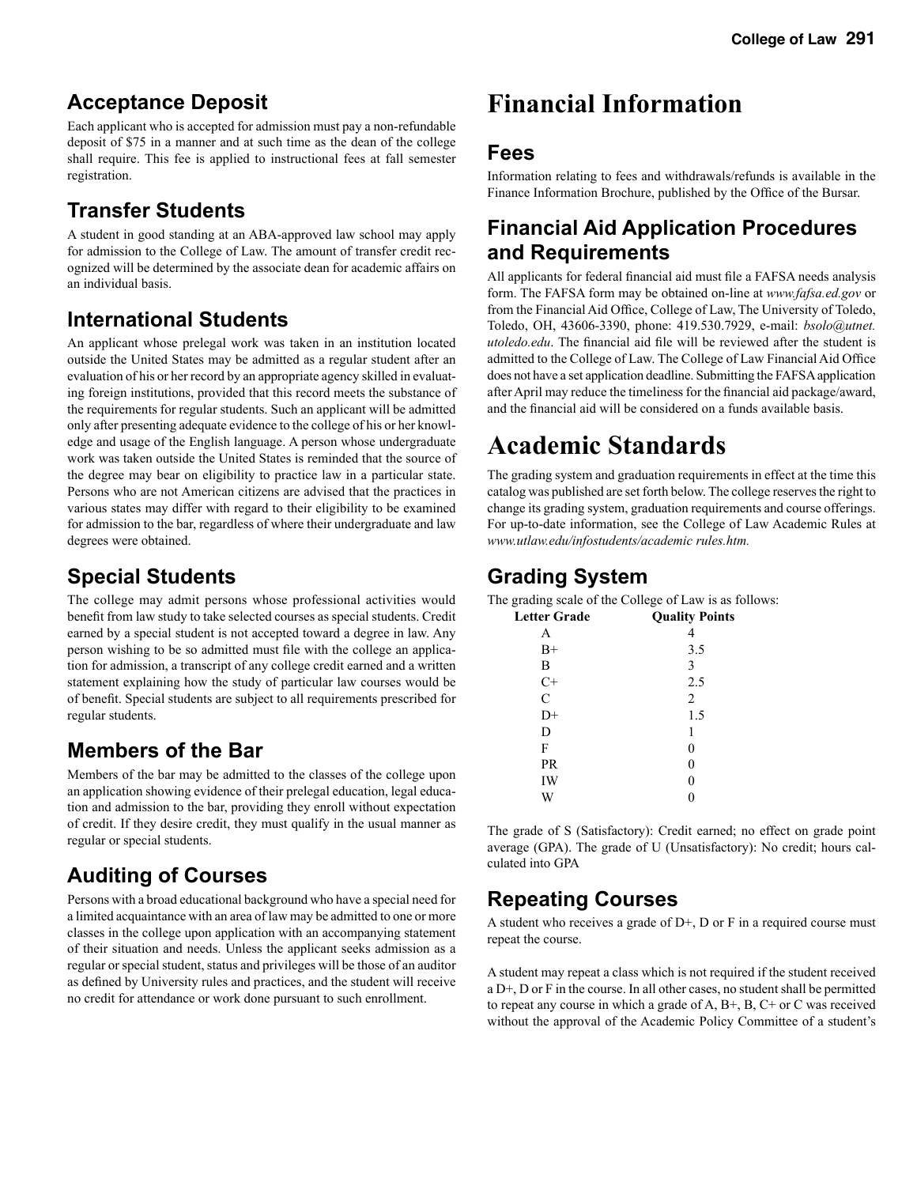## Acceptance Deposit

Each applicant who is accepted for admission must pay a non-refundable deposit of $75 in a manner and at such time as the dean of the college shall require. This fee is applied to instructional fees at fall semester registration.

## Transfer Students

A student in good standing at an ABA-approved law school may apply for admission to the College of Law. The amount of transfer credit recognized will be determined by the associate dean for academic affairs on an individual basis.

## International Students

An applicant whose prelegal work was taken in an institution located outside the United States may be admitted as a regular student after an evaluation of his or her record by an appropriate agency skilled in evaluating foreign institutions, provided that this record meets the substance of the requirements for regular students. Such an applicant will be admitted only after presenting adequate evidence to the college of his or her knowledge and usage of the English language. A person whose undergraduate work was taken outside the United States is reminded that the source of the degree may bear on eligibility to practice law in a particular state. Persons who are not American citizens are advised that the practices in various states may differ with regard to their eligibility to be examined for admission to the bar, regardless of where their undergraduate and law degrees were obtained.

## Special Students

The college may admit persons whose professional activities would benefit from law study to take selected courses as special students. Credit earned by a special student is not accepted toward a degree in law. Any person wishing to be so admitted must file with the college an application for admission, a transcript of any college credit earned and a written statement explaining how the study of particular law courses would be of benefit. Special students are subject to all requirements prescribed for regular students.

## Members of the Bar

Members of the bar may be admitted to the classes of the college upon an application showing evidence of their prelegal education, legal education and admission to the bar, providing they enroll without expectation of credit. If they desire credit, they must qualify in the usual manner as regular or special students.

## Auditing of Courses

Persons with a broad educational background who have a special need for a limited acquaintance with an area of law may be admitted to one or more classes in the college upon application with an accompanying statement of their situation and needs. Unless the applicant seeks admission as a regular or special student, status and privileges will be those of an auditor as defined by University rules and practices, and the student will receive no credit for attendance or work done pursuant to such enrollment.

# Financial Information

## Fees

Information relating to fees and withdrawals/refunds is available in the Finance Information Brochure, published by the Office of the Bursar.

## Financial Aid Application Procedures and Requirements

All applicants for federal financial aid must file a FAFSA needs analysis form. The FAFSA form may be obtained on-line at *www.fafsa.ed.gov* or from the Financial Aid Office, College of Law, The University of Toledo, Toledo, OH, 43606-3390, phone: 419.530.7929, e-mail: *bsolo@utnet.utoledo.edu*. The financial aid file will be reviewed after the student is admitted to the College of Law. The College of Law Financial Aid Office does not have a set application deadline. Submitting the FAFSA application after April may reduce the timeliness for the financial aid package/award, and the financial aid will be considered on a funds available basis.

# Academic Standards

The grading system and graduation requirements in effect at the time this catalog was published are set forth below. The college reserves the right to change its grading system, graduation requirements and course offerings. For up-to-date information, see the College of Law Academic Rules at *www.utlaw.edu/infostudents/academic rules.htm.*

## Grading System

The grading scale of the College of Law is as follows:

| Letter Grade | Quality Points |
|---|---|
| A | 4 |
| B+ | 3.5 |
| B | 3 |
| C+ | 2.5 |
| C | 2 |
| D+ | 1.5 |
| D | 1 |
| F | 0 |
| PR | 0 |
| IW | 0 |
| W | 0 |

The grade of S (Satisfactory): Credit earned; no effect on grade point average (GPA). The grade of U (Unsatisfactory): No credit; hours calculated into GPA

## Repeating Courses

A student who receives a grade of D+, D or F in a required course must repeat the course.

A student may repeat a class which is not required if the student received a D+, D or F in the course. In all other cases, no student shall be permitted to repeat any course in which a grade of A, B+, B, C+ or C was received without the approval of the Academic Policy Committee of a student's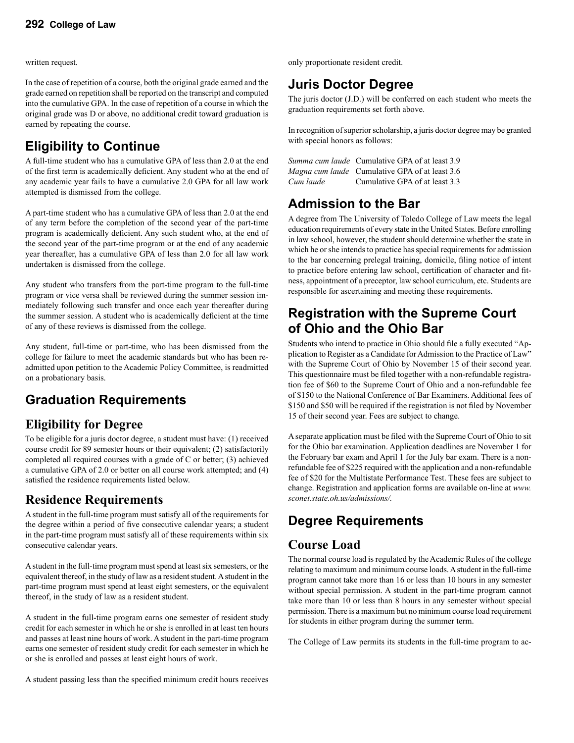written request.

In the case of repetition of a course, both the original grade earned and the grade earned on repetition shall be reported on the transcript and computed into the cumulative GPA. In the case of repetition of a course in which the original grade was D or above, no additional credit toward graduation is earned by repeating the course.

## Eligibility to Continue

A full-time student who has a cumulative GPA of less than 2.0 at the end of the first term is academically deficient. Any student who at the end of any academic year fails to have a cumulative 2.0 GPA for all law work attempted is dismissed from the college.

A part-time student who has a cumulative GPA of less than 2.0 at the end of any term before the completion of the second year of the part-time program is academically deficient. Any such student who, at the end of the second year of the part-time program or at the end of any academic year thereafter, has a cumulative GPA of less than 2.0 for all law work undertaken is dismissed from the college.

Any student who transfers from the part-time program to the full-time program or vice versa shall be reviewed during the summer session immediately following such transfer and once each year thereafter during the summer session. A student who is academically deficient at the time of any of these reviews is dismissed from the college.

Any student, full-time or part-time, who has been dismissed from the college for failure to meet the academic standards but who has been readmitted upon petition to the Academic Policy Committee, is readmitted on a probationary basis.

## Graduation Requirements

### Eligibility for Degree

To be eligible for a juris doctor degree, a student must have: (1) received course credit for 89 semester hours or their equivalent; (2) satisfactorily completed all required courses with a grade of C or better; (3) achieved a cumulative GPA of 2.0 or better on all course work attempted; and (4) satisfied the residence requirements listed below.

### Residence Requirements

A student in the full-time program must satisfy all of the requirements for the degree within a period of five consecutive calendar years; a student in the part-time program must satisfy all of these requirements within six consecutive calendar years.

A student in the full-time program must spend at least six semesters, or the equivalent thereof, in the study of law as a resident student. A student in the part-time program must spend at least eight semesters, or the equivalent thereof, in the study of law as a resident student.

A student in the full-time program earns one semester of resident study credit for each semester in which he or she is enrolled in at least ten hours and passes at least nine hours of work. A student in the part-time program earns one semester of resident study credit for each semester in which he or she is enrolled and passes at least eight hours of work.

A student passing less than the specified minimum credit hours receives only proportionate resident credit.

## Juris Doctor Degree

The juris doctor (J.D.) will be conferred on each student who meets the graduation requirements set forth above.

In recognition of superior scholarship, a juris doctor degree may be granted with special honors as follows:

*Summa cum laude* Cumulative GPA of at least 3.9
*Magna cum laude* Cumulative GPA of at least 3.6
*Cum laude* Cumulative GPA of at least 3.3

## Admission to the Bar

A degree from The University of Toledo College of Law meets the legal education requirements of every state in the United States. Before enrolling in law school, however, the student should determine whether the state in which he or she intends to practice has special requirements for admission to the bar concerning prelegal training, domicile, filing notice of intent to practice before entering law school, certification of character and fitness, appointment of a preceptor, law school curriculum, etc. Students are responsible for ascertaining and meeting these requirements.

## Registration with the Supreme Court of Ohio and the Ohio Bar

Students who intend to practice in Ohio should file a fully executed "Application to Register as a Candidate for Admission to the Practice of Law" with the Supreme Court of Ohio by November 15 of their second year. This questionnaire must be filed together with a non-refundable registration fee of $60 to the Supreme Court of Ohio and a non-refundable fee of $150 to the National Conference of Bar Examiners. Additional fees of $150 and $50 will be required if the registration is not filed by November 15 of their second year. Fees are subject to change.

A separate application must be filed with the Supreme Court of Ohio to sit for the Ohio bar examination. Application deadlines are November 1 for the February bar exam and April 1 for the July bar exam. There is a non-refundable fee of $225 required with the application and a non-refundable fee of $20 for the Multistate Performance Test. These fees are subject to change. Registration and application forms are available on-line at *www.sconet.state.oh.us/admissions/.*

## Degree Requirements

### Course Load

The normal course load is regulated by the Academic Rules of the college relating to maximum and minimum course loads. A student in the full-time program cannot take more than 16 or less than 10 hours in any semester without special permission. A student in the part-time program cannot take more than 10 or less than 8 hours in any semester without special permission. There is a maximum but no minimum course load requirement for students in either program during the summer term.

The College of Law permits its students in the full-time program to ac-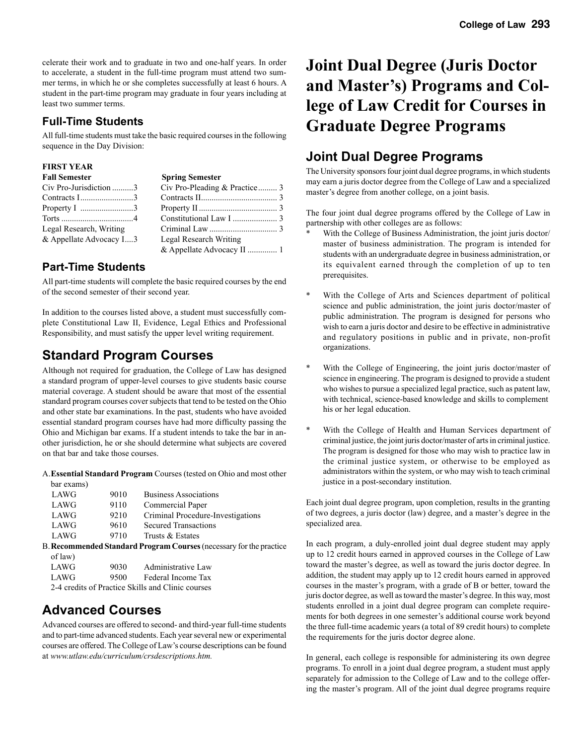celerate their work and to graduate in two and one-half years. In order to accelerate, a student in the full-time program must attend two summer terms, in which he or she completes successfully at least 6 hours. A student in the part-time program may graduate in four years including at least two summer terms.

### Full-Time Students

All full-time students must take the basic required courses in the following sequence in the Day Division:

**FIRST YEAR**

| **Fall Semester** | | **Spring Semester** | |
|---|---|---|---|
| Civ Pro-Jurisdiction | 3 | Civ Pro-Pleading & Practice | 3 |
| Contracts I | 3 | Contracts II | 3 |
| Property I | 3 | Property II | 3 |
| Torts | 4 | Constitutional Law I | 3 |
| Legal Research, Writing & Appellate Advocacy I | 3 | Criminal Law | 3 |
| | | Legal Research Writing & Appellate Advocacy II | 1 |

### Part-Time Students

All part-time students will complete the basic required courses by the end of the second semester of their second year.

In addition to the courses listed above, a student must successfully complete Constitutional Law II, Evidence, Legal Ethics and Professional Responsibility, and must satisfy the upper level writing requirement.

## Standard Program Courses

Although not required for graduation, the College of Law has designed a standard program of upper-level courses to give students basic course material coverage. A student should be aware that most of the essential standard program courses cover subjects that tend to be tested on the Ohio and other state bar examinations. In the past, students who have avoided essential standard program courses have had more difficulty passing the Ohio and Michigan bar exams. If a student intends to take the bar in another jurisdiction, he or she should determine what subjects are covered on that bar and take those courses.

A. **Essential Standard Program** Courses (tested on Ohio and most other bar exams)

| | | |
|---|---|---|
| LAWG | 9010 | Business Associations |
| LAWG | 9110 | Commercial Paper |
| LAWG | 9210 | Criminal Procedure-Investigations |
| LAWG | 9610 | Secured Transactions |
| LAWG | 9710 | Trusts & Estates |

B. **Recommended Standard Program Courses** (necessary for the practice of law)

| | | |
|---|---|---|
| LAWG | 9030 | Administrative Law |
| LAWG | 9500 | Federal Income Tax |

2-4 credits of Practice Skills and Clinic courses

## Advanced Courses

Advanced courses are offered to second- and third-year full-time students and to part-time advanced students. Each year several new or experimental courses are offered. The College of Law's course descriptions can be found at *www.utlaw.edu/curriculum/crsdescriptions.htm.*

# Joint Dual Degree (Juris Doctor and Master's) Programs and College of Law Credit for Courses in Graduate Degree Programs

## Joint Dual Degree Programs

The University sponsors four joint dual degree programs, in which students may earn a juris doctor degree from the College of Law and a specialized master's degree from another college, on a joint basis.

The four joint dual degree programs offered by the College of Law in partnership with other colleges are as follows:

* With the College of Business Administration, the joint juris doctor/master of business administration. The program is intended for students with an undergraduate degree in business administration, or its equivalent earned through the completion of up to ten prerequisites.

* With the College of Arts and Sciences department of political science and public administration, the joint juris doctor/master of public administration. The program is designed for persons who wish to earn a juris doctor and desire to be effective in administrative and regulatory positions in public and in private, non-profit organizations.

* With the College of Engineering, the joint juris doctor/master of science in engineering. The program is designed to provide a student who wishes to pursue a specialized legal practice, such as patent law, with technical, science-based knowledge and skills to complement his or her legal education.

* With the College of Health and Human Services department of criminal justice, the joint juris doctor/master of arts in criminal justice. The program is designed for those who may wish to practice law in the criminal justice system, or otherwise to be employed as administrators within the system, or who may wish to teach criminal justice in a post-secondary institution.

Each joint dual degree program, upon completion, results in the granting of two degrees, a juris doctor (law) degree, and a master's degree in the specialized area.

In each program, a duly-enrolled joint dual degree student may apply up to 12 credit hours earned in approved courses in the College of Law toward the master's degree, as well as toward the juris doctor degree. In addition, the student may apply up to 12 credit hours earned in approved courses in the master's program, with a grade of B or better, toward the juris doctor degree, as well as toward the master's degree. In this way, most students enrolled in a joint dual degree program can complete requirements for both degrees in one semester's additional course work beyond the three full-time academic years (a total of 89 credit hours) to complete the requirements for the juris doctor degree alone.

In general, each college is responsible for administering its own degree programs. To enroll in a joint dual degree program, a student must apply separately for admission to the College of Law and to the college offering the master's program. All of the joint dual degree programs require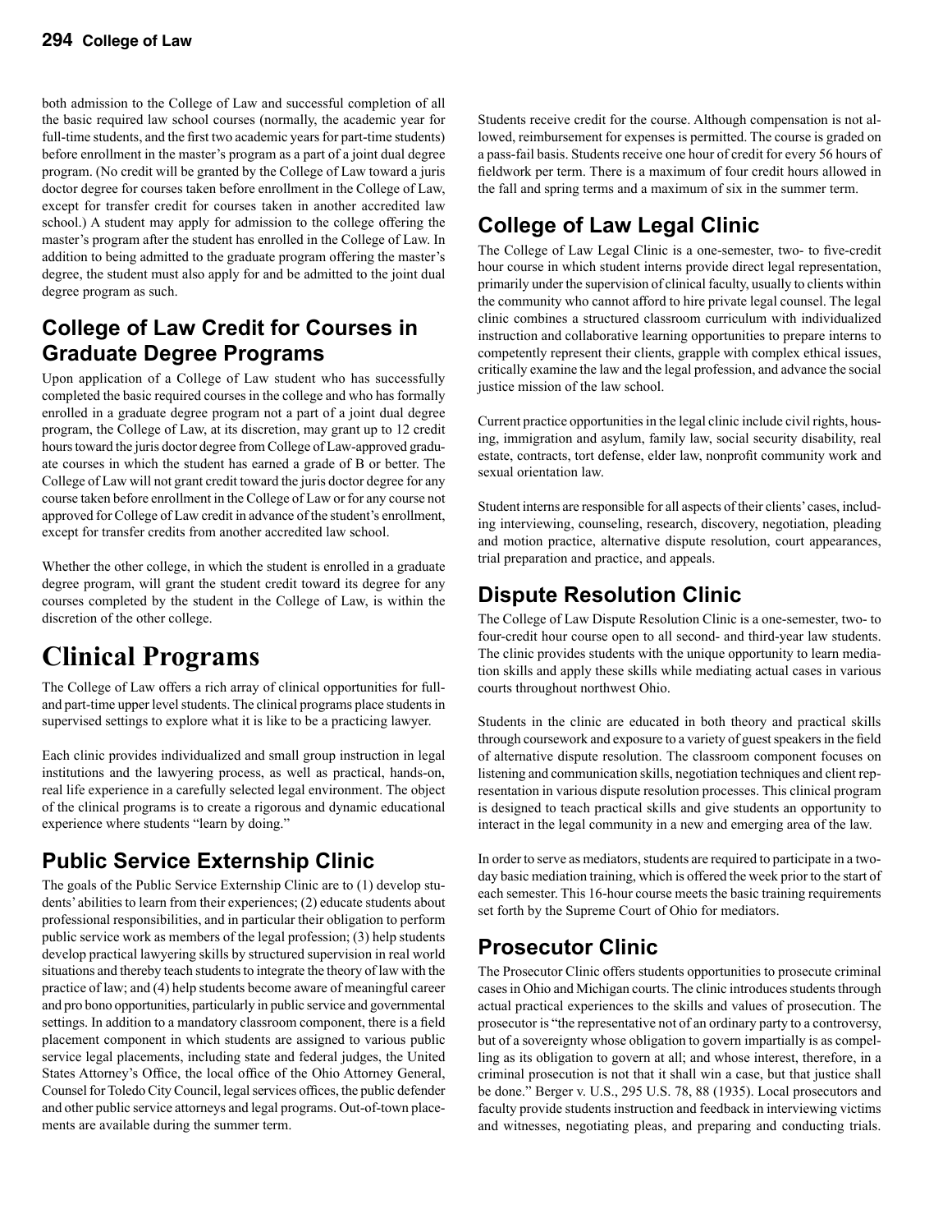both admission to the College of Law and successful completion of all the basic required law school courses (normally, the academic year for full-time students, and the first two academic years for part-time students) before enrollment in the master's program as a part of a joint dual degree program. (No credit will be granted by the College of Law toward a juris doctor degree for courses taken before enrollment in the College of Law, except for transfer credit for courses taken in another accredited law school.) A student may apply for admission to the college offering the master's program after the student has enrolled in the College of Law. In addition to being admitted to the graduate program offering the master's degree, the student must also apply for and be admitted to the joint dual degree program as such.

## College of Law Credit for Courses in Graduate Degree Programs

Upon application of a College of Law student who has successfully completed the basic required courses in the college and who has formally enrolled in a graduate degree program not a part of a joint dual degree program, the College of Law, at its discretion, may grant up to 12 credit hours toward the juris doctor degree from College of Law-approved graduate courses in which the student has earned a grade of B or better. The College of Law will not grant credit toward the juris doctor degree for any course taken before enrollment in the College of Law or for any course not approved for College of Law credit in advance of the student's enrollment, except for transfer credits from another accredited law school.

Whether the other college, in which the student is enrolled in a graduate degree program, will grant the student credit toward its degree for any courses completed by the student in the College of Law, is within the discretion of the other college.

# Clinical Programs

The College of Law offers a rich array of clinical opportunities for full- and part-time upper level students. The clinical programs place students in supervised settings to explore what it is like to be a practicing lawyer.

Each clinic provides individualized and small group instruction in legal institutions and the lawyering process, as well as practical, hands-on, real life experience in a carefully selected legal environment. The object of the clinical programs is to create a rigorous and dynamic educational experience where students "learn by doing."

## Public Service Externship Clinic

The goals of the Public Service Externship Clinic are to (1) develop students' abilities to learn from their experiences; (2) educate students about professional responsibilities, and in particular their obligation to perform public service work as members of the legal profession; (3) help students develop practical lawyering skills by structured supervision in real world situations and thereby teach students to integrate the theory of law with the practice of law; and (4) help students become aware of meaningful career and pro bono opportunities, particularly in public service and governmental settings. In addition to a mandatory classroom component, there is a field placement component in which students are assigned to various public service legal placements, including state and federal judges, the United States Attorney's Office, the local office of the Ohio Attorney General, Counsel for Toledo City Council, legal services offices, the public defender and other public service attorneys and legal programs. Out-of-town placements are available during the summer term.

Students receive credit for the course. Although compensation is not allowed, reimbursement for expenses is permitted. The course is graded on a pass-fail basis. Students receive one hour of credit for every 56 hours of fieldwork per term. There is a maximum of four credit hours allowed in the fall and spring terms and a maximum of six in the summer term.

## College of Law Legal Clinic

The College of Law Legal Clinic is a one-semester, two- to five-credit hour course in which student interns provide direct legal representation, primarily under the supervision of clinical faculty, usually to clients within the community who cannot afford to hire private legal counsel. The legal clinic combines a structured classroom curriculum with individualized instruction and collaborative learning opportunities to prepare interns to competently represent their clients, grapple with complex ethical issues, critically examine the law and the legal profession, and advance the social justice mission of the law school.

Current practice opportunities in the legal clinic include civil rights, housing, immigration and asylum, family law, social security disability, real estate, contracts, tort defense, elder law, nonprofit community work and sexual orientation law.

Student interns are responsible for all aspects of their clients' cases, including interviewing, counseling, research, discovery, negotiation, pleading and motion practice, alternative dispute resolution, court appearances, trial preparation and practice, and appeals.

## Dispute Resolution Clinic

The College of Law Dispute Resolution Clinic is a one-semester, two- to four-credit hour course open to all second- and third-year law students. The clinic provides students with the unique opportunity to learn mediation skills and apply these skills while mediating actual cases in various courts throughout northwest Ohio.

Students in the clinic are educated in both theory and practical skills through coursework and exposure to a variety of guest speakers in the field of alternative dispute resolution. The classroom component focuses on listening and communication skills, negotiation techniques and client representation in various dispute resolution processes. This clinical program is designed to teach practical skills and give students an opportunity to interact in the legal community in a new and emerging area of the law.

In order to serve as mediators, students are required to participate in a two-day basic mediation training, which is offered the week prior to the start of each semester. This 16-hour course meets the basic training requirements set forth by the Supreme Court of Ohio for mediators.

## Prosecutor Clinic

The Prosecutor Clinic offers students opportunities to prosecute criminal cases in Ohio and Michigan courts. The clinic introduces students through actual practical experiences to the skills and values of prosecution. The prosecutor is "the representative not of an ordinary party to a controversy, but of a sovereignty whose obligation to govern impartially is as compelling as its obligation to govern at all; and whose interest, therefore, in a criminal prosecution is not that it shall win a case, but that justice shall be done." Berger v. U.S., 295 U.S. 78, 88 (1935). Local prosecutors and faculty provide students instruction and feedback in interviewing victims and witnesses, negotiating pleas, and preparing and conducting trials.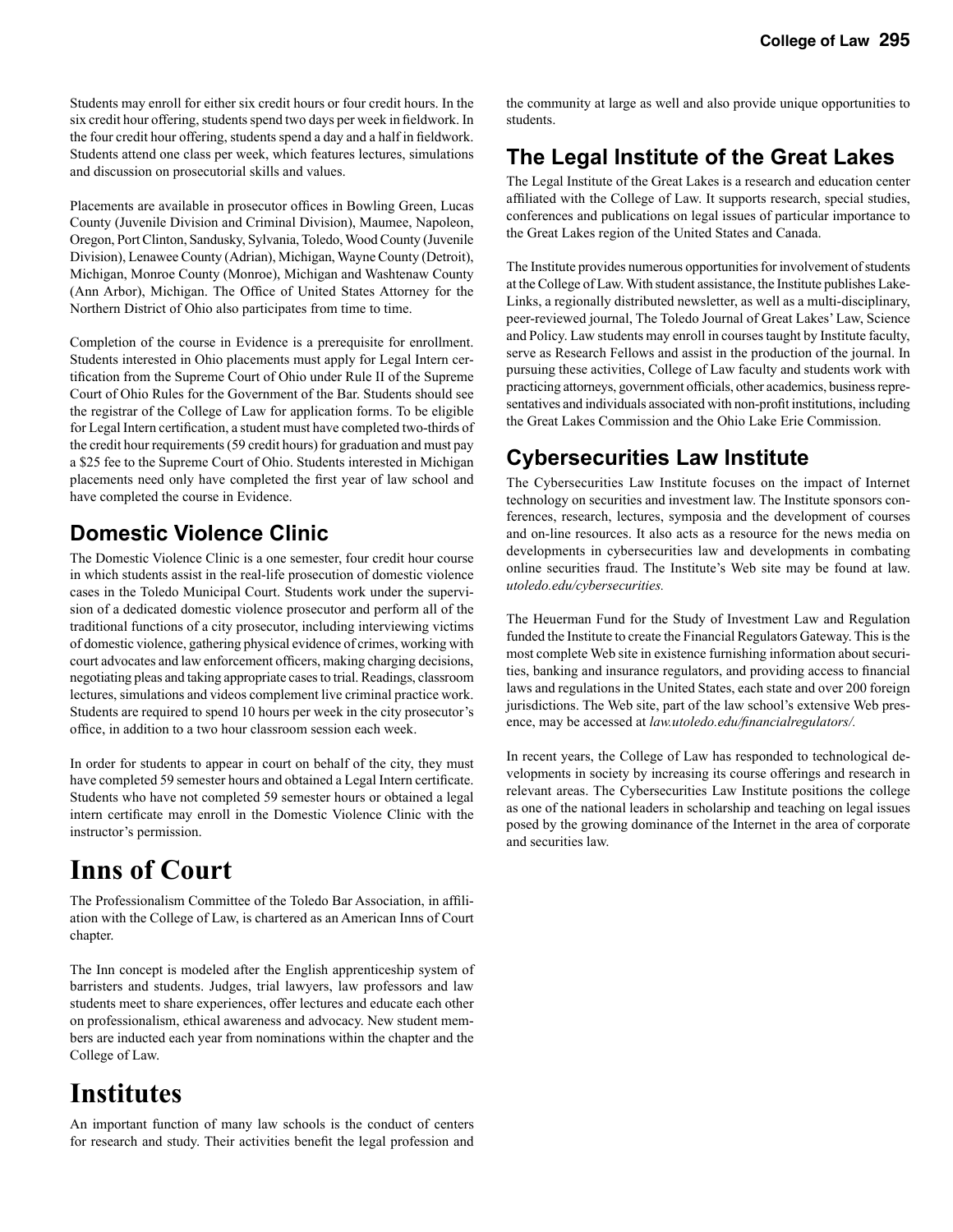Students may enroll for either six credit hours or four credit hours. In the six credit hour offering, students spend two days per week in fieldwork. In the four credit hour offering, students spend a day and a half in fieldwork. Students attend one class per week, which features lectures, simulations and discussion on prosecutorial skills and values.

Placements are available in prosecutor offices in Bowling Green, Lucas County (Juvenile Division and Criminal Division), Maumee, Napoleon, Oregon, Port Clinton, Sandusky, Sylvania, Toledo, Wood County (Juvenile Division), Lenawee County (Adrian), Michigan, Wayne County (Detroit), Michigan, Monroe County (Monroe), Michigan and Washtenaw County (Ann Arbor), Michigan. The Office of United States Attorney for the Northern District of Ohio also participates from time to time.

Completion of the course in Evidence is a prerequisite for enrollment. Students interested in Ohio placements must apply for Legal Intern certification from the Supreme Court of Ohio under Rule II of the Supreme Court of Ohio Rules for the Government of the Bar. Students should see the registrar of the College of Law for application forms. To be eligible for Legal Intern certification, a student must have completed two-thirds of the credit hour requirements (59 credit hours) for graduation and must pay a $25 fee to the Supreme Court of Ohio. Students interested in Michigan placements need only have completed the first year of law school and have completed the course in Evidence.

## Domestic Violence Clinic

The Domestic Violence Clinic is a one semester, four credit hour course in which students assist in the real-life prosecution of domestic violence cases in the Toledo Municipal Court. Students work under the supervision of a dedicated domestic violence prosecutor and perform all of the traditional functions of a city prosecutor, including interviewing victims of domestic violence, gathering physical evidence of crimes, working with court advocates and law enforcement officers, making charging decisions, negotiating pleas and taking appropriate cases to trial. Readings, classroom lectures, simulations and videos complement live criminal practice work. Students are required to spend 10 hours per week in the city prosecutor's office, in addition to a two hour classroom session each week.

In order for students to appear in court on behalf of the city, they must have completed 59 semester hours and obtained a Legal Intern certificate. Students who have not completed 59 semester hours or obtained a legal intern certificate may enroll in the Domestic Violence Clinic with the instructor's permission.

# Inns of Court

The Professionalism Committee of the Toledo Bar Association, in affiliation with the College of Law, is chartered as an American Inns of Court chapter.

The Inn concept is modeled after the English apprenticeship system of barristers and students. Judges, trial lawyers, law professors and law students meet to share experiences, offer lectures and educate each other on professionalism, ethical awareness and advocacy. New student members are inducted each year from nominations within the chapter and the College of Law.

# Institutes

An important function of many law schools is the conduct of centers for research and study. Their activities benefit the legal profession and the community at large as well and also provide unique opportunities to students.

## The Legal Institute of the Great Lakes

The Legal Institute of the Great Lakes is a research and education center affiliated with the College of Law. It supports research, special studies, conferences and publications on legal issues of particular importance to the Great Lakes region of the United States and Canada.

The Institute provides numerous opportunities for involvement of students at the College of Law. With student assistance, the Institute publishes Lake-Links, a regionally distributed newsletter, as well as a multi-disciplinary, peer-reviewed journal, The Toledo Journal of Great Lakes' Law, Science and Policy. Law students may enroll in courses taught by Institute faculty, serve as Research Fellows and assist in the production of the journal. In pursuing these activities, College of Law faculty and students work with practicing attorneys, government officials, other academics, business representatives and individuals associated with non-profit institutions, including the Great Lakes Commission and the Ohio Lake Erie Commission.

## Cybersecurities Law Institute

The Cybersecurities Law Institute focuses on the impact of Internet technology on securities and investment law. The Institute sponsors conferences, research, lectures, symposia and the development of courses and on-line resources. It also acts as a resource for the news media on developments in cybersecurities law and developments in combating online securities fraud. The Institute's Web site may be found at *law.utoledo.edu/cybersecurities.*

The Heuerman Fund for the Study of Investment Law and Regulation funded the Institute to create the Financial Regulators Gateway. This is the most complete Web site in existence furnishing information about securities, banking and insurance regulators, and providing access to financial laws and regulations in the United States, each state and over 200 foreign jurisdictions. The Web site, part of the law school's extensive Web presence, may be accessed at *law.utoledo.edu/financialregulators/.*

In recent years, the College of Law has responded to technological developments in society by increasing its course offerings and research in relevant areas. The Cybersecurities Law Institute positions the college as one of the national leaders in scholarship and teaching on legal issues posed by the growing dominance of the Internet in the area of corporate and securities law.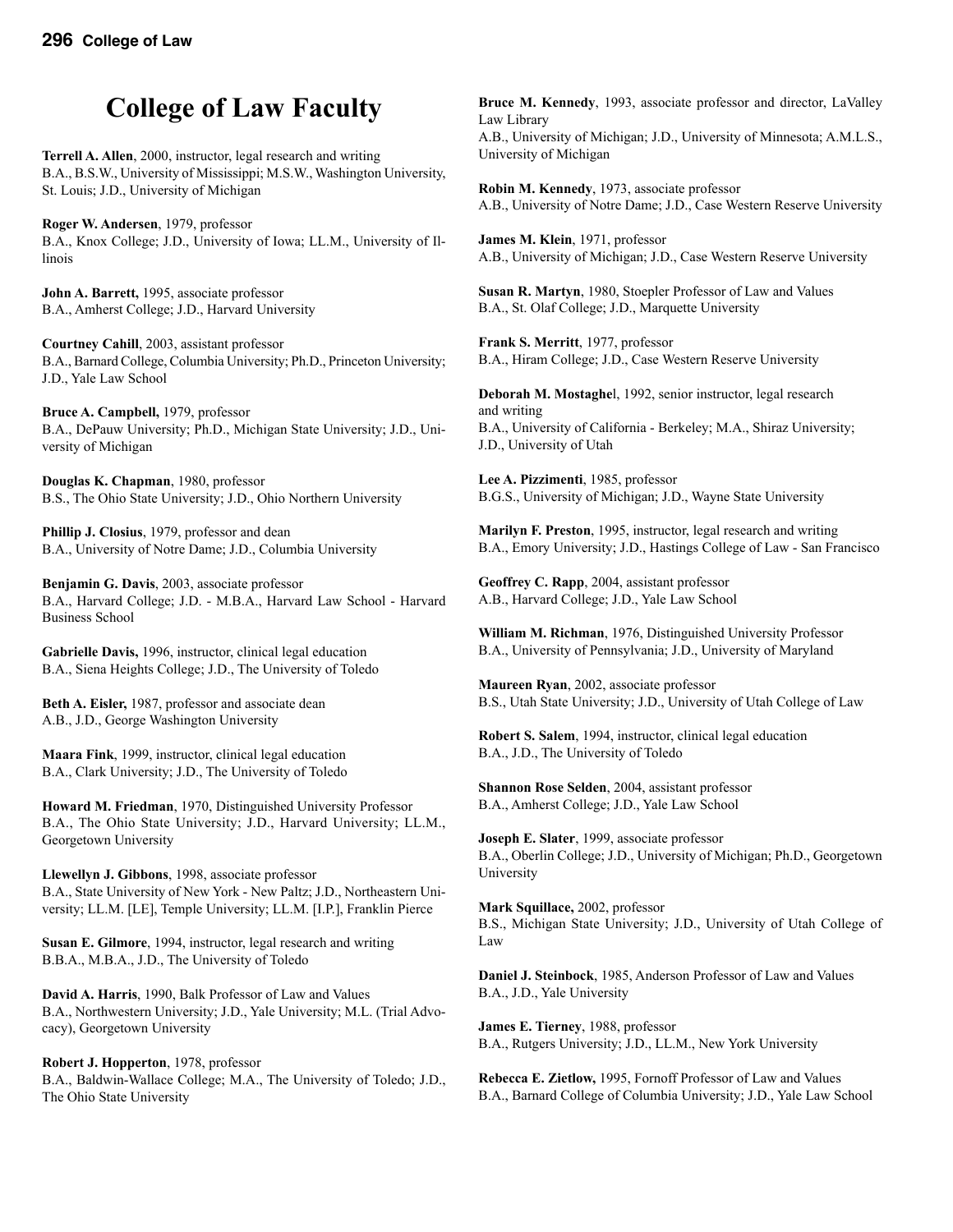# College of Law Faculty

**Terrell A. Allen**, 2000, instructor, legal research and writing
B.A., B.S.W., University of Mississippi; M.S.W., Washington University, St. Louis; J.D., University of Michigan

**Roger W. Andersen**, 1979, professor
B.A., Knox College; J.D., University of Iowa; LL.M., University of Illinois

**John A. Barrett,** 1995, associate professor
B.A., Amherst College; J.D., Harvard University

**Courtney Cahill**, 2003, assistant professor
B.A., Barnard College, Columbia University; Ph.D., Princeton University; J.D., Yale Law School

**Bruce A. Campbell,** 1979, professor
B.A., DePauw University; Ph.D., Michigan State University; J.D., University of Michigan

**Douglas K. Chapman**, 1980, professor
B.S., The Ohio State University; J.D., Ohio Northern University

**Phillip J. Closius**, 1979, professor and dean
B.A., University of Notre Dame; J.D., Columbia University

**Benjamin G. Davis**, 2003, associate professor
B.A., Harvard College; J.D. - M.B.A., Harvard Law School - Harvard Business School

**Gabrielle Davis,** 1996, instructor, clinical legal education
B.A., Siena Heights College; J.D., The University of Toledo

**Beth A. Eisler,** 1987, professor and associate dean
A.B., J.D., George Washington University

**Maara Fink**, 1999, instructor, clinical legal education
B.A., Clark University; J.D., The University of Toledo

**Howard M. Friedman**, 1970, Distinguished University Professor
B.A., The Ohio State University; J.D., Harvard University; LL.M., Georgetown University

**Llewellyn J. Gibbons**, 1998, associate professor
B.A., State University of New York - New Paltz; J.D., Northeastern University; LL.M. [LE], Temple University; LL.M. [I.P.], Franklin Pierce

**Susan E. Gilmore**, 1994, instructor, legal research and writing
B.B.A., M.B.A., J.D., The University of Toledo

**David A. Harris**, 1990, Balk Professor of Law and Values
B.A., Northwestern University; J.D., Yale University; M.L. (Trial Advocacy), Georgetown University

**Robert J. Hopperton**, 1978, professor
B.A., Baldwin-Wallace College; M.A., The University of Toledo; J.D., The Ohio State University

**Bruce M. Kennedy**, 1993, associate professor and director, LaValley Law Library
A.B., University of Michigan; J.D., University of Minnesota; A.M.L.S., University of Michigan

**Robin M. Kennedy**, 1973, associate professor
A.B., University of Notre Dame; J.D., Case Western Reserve University

**James M. Klein**, 1971, professor
A.B., University of Michigan; J.D., Case Western Reserve University

**Susan R. Martyn**, 1980, Stoepler Professor of Law and Values
B.A., St. Olaf College; J.D., Marquette University

**Frank S. Merritt**, 1977, professor
B.A., Hiram College; J.D., Case Western Reserve University

**Deborah M. Mostaghel**, 1992, senior instructor, legal research and writing
B.A., University of California - Berkeley; M.A., Shiraz University; J.D., University of Utah

**Lee A. Pizzimenti**, 1985, professor
B.G.S., University of Michigan; J.D., Wayne State University

**Marilyn F. Preston**, 1995, instructor, legal research and writing
B.A., Emory University; J.D., Hastings College of Law - San Francisco

**Geoffrey C. Rapp**, 2004, assistant professor
A.B., Harvard College; J.D., Yale Law School

**William M. Richman**, 1976, Distinguished University Professor
B.A., University of Pennsylvania; J.D., University of Maryland

**Maureen Ryan**, 2002, associate professor
B.S., Utah State University; J.D., University of Utah College of Law

**Robert S. Salem**, 1994, instructor, clinical legal education
B.A., J.D., The University of Toledo

**Shannon Rose Selden**, 2004, assistant professor
B.A., Amherst College; J.D., Yale Law School

**Joseph E. Slater**, 1999, associate professor
B.A., Oberlin College; J.D., University of Michigan; Ph.D., Georgetown University

**Mark Squillace,** 2002, professor
B.S., Michigan State University; J.D., University of Utah College of Law

**Daniel J. Steinbock**, 1985, Anderson Professor of Law and Values
B.A., J.D., Yale University

**James E. Tierney**, 1988, professor
B.A., Rutgers University; J.D., LL.M., New York University

**Rebecca E. Zietlow,** 1995, Fornoff Professor of Law and Values
B.A., Barnard College of Columbia University; J.D., Yale Law School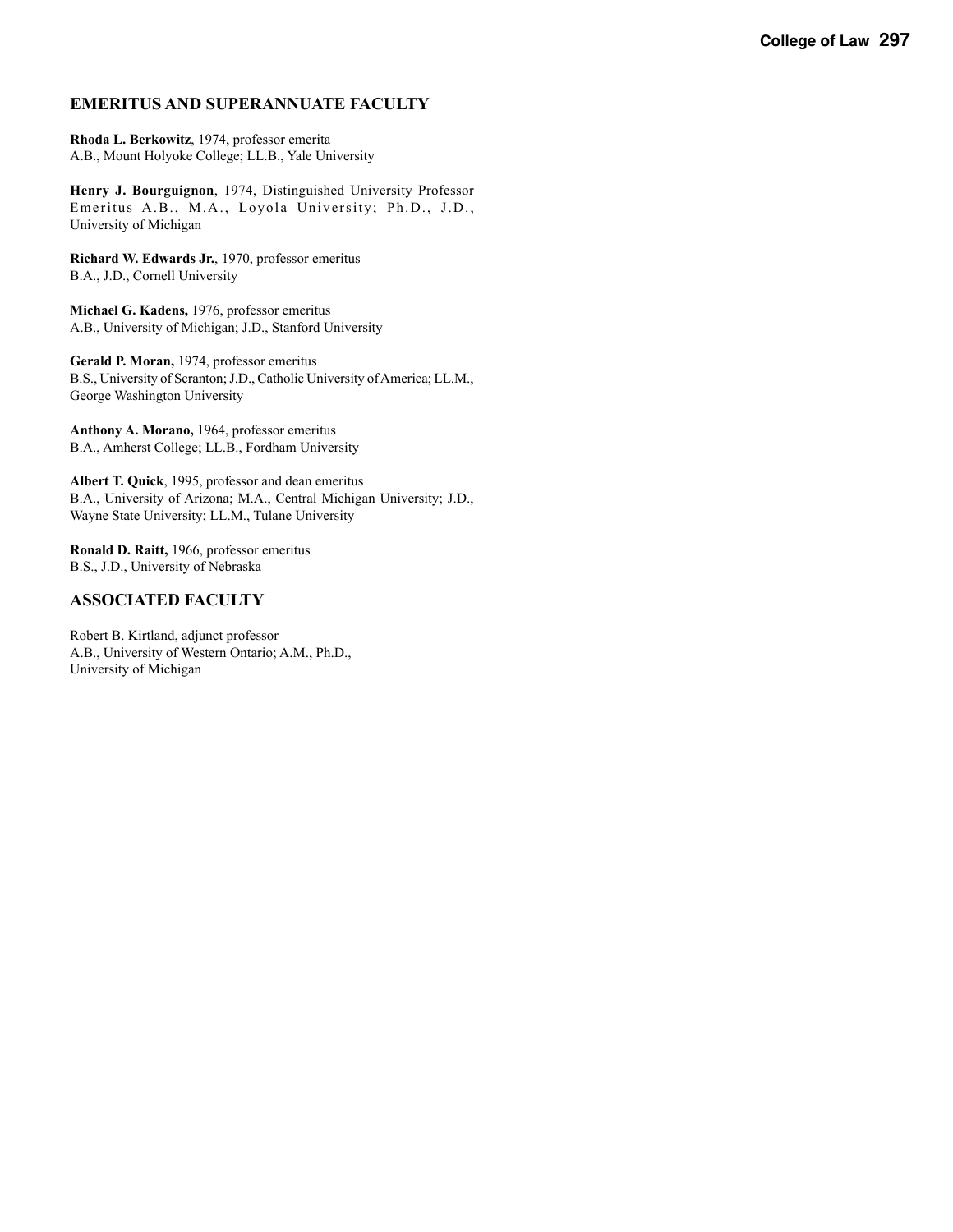## EMERITUS AND SUPERANNUATE FACULTY

**Rhoda L. Berkowitz**, 1974, professor emerita
A.B., Mount Holyoke College; LL.B., Yale University

**Henry J. Bourguignon**, 1974, Distinguished University Professor Emeritus A.B., M.A., Loyola University; Ph.D., J.D., University of Michigan

**Richard W. Edwards Jr.**, 1970, professor emeritus
B.A., J.D., Cornell University

**Michael G. Kadens,** 1976, professor emeritus
A.B., University of Michigan; J.D., Stanford University

**Gerald P. Moran,** 1974, professor emeritus
B.S., University of Scranton; J.D., Catholic University of America; LL.M., George Washington University

**Anthony A. Morano,** 1964, professor emeritus
B.A., Amherst College; LL.B., Fordham University

**Albert T. Quick**, 1995, professor and dean emeritus
B.A., University of Arizona; M.A., Central Michigan University; J.D., Wayne State University; LL.M., Tulane University

**Ronald D. Raitt,** 1966, professor emeritus
B.S., J.D., University of Nebraska

## ASSOCIATED FACULTY

Robert B. Kirtland, adjunct professor
A.B., University of Western Ontario; A.M., Ph.D., University of Michigan